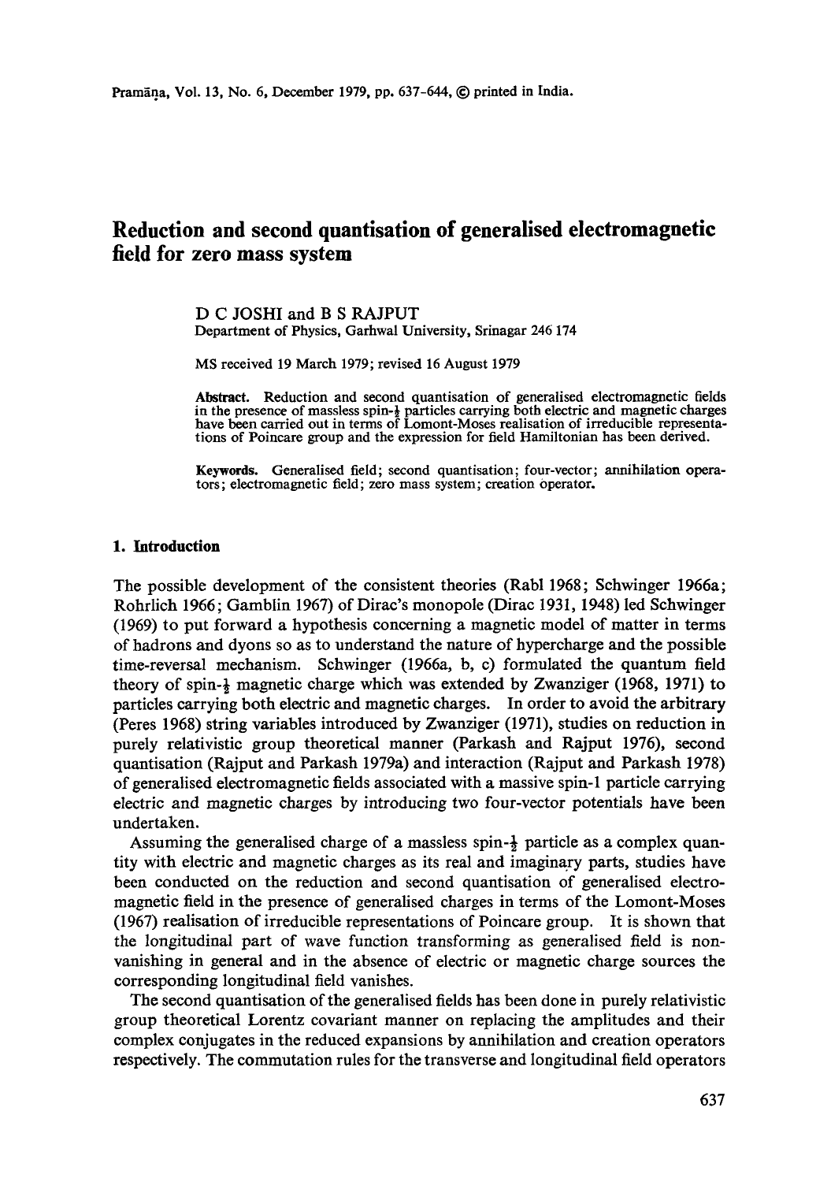# Reduction and second quantisation of generalised electromagnetic field for zero mass system

D C JOSHI and B S RAJPUT
Department of Physics, Garhwal University, Srinagar 246 174

MS received 19 March 1979; revised 16 August 1979

**Abstract.** Reduction and second quantisation of generalised electromagnetic fields in the presence of massless spin-$\frac{1}{2}$ particles carrying both electric and magnetic charges have been carried out in terms of Lomont-Moses realisation of irreducible representations of Poincare group and the expression for field Hamiltonian has been derived.

**Keywords.** Generalised field; second quantisation; four-vector; annihilation operators; electromagnetic field; zero mass system; creation operator.

## 1. Introduction

The possible development of the consistent theories (Rabl 1968; Schwinger 1966a; Rohrlich 1966; Gamblin 1967) of Dirac's monopole (Dirac 1931, 1948) led Schwinger (1969) to put forward a hypothesis concerning a magnetic model of matter in terms of hadrons and dyons so as to understand the nature of hypercharge and the possible time-reversal mechanism. Schwinger (1966a, b, c) formulated the quantum field theory of spin-$\frac{1}{2}$ magnetic charge which was extended by Zwanziger (1968, 1971) to particles carrying both electric and magnetic charges. In order to avoid the arbitrary (Peres 1968) string variables introduced by Zwanziger (1971), studies on reduction in purely relativistic group theoretical manner (Parkash and Rajput 1976), second quantisation (Rajput and Parkash 1979a) and interaction (Rajput and Parkash 1978) of generalised electromagnetic fields associated with a massive spin-1 particle carrying electric and magnetic charges by introducing two four-vector potentials have been undertaken.

Assuming the generalised charge of a massless spin-$\frac{1}{2}$ particle as a complex quantity with electric and magnetic charges as its real and imaginary parts, studies have been conducted on the reduction and second quantisation of generalised electromagnetic field in the presence of generalised charges in terms of the Lomont-Moses (1967) realisation of irreducible representations of Poincare group. It is shown that the longitudinal part of wave function transforming as generalised field is non-vanishing in general and in the absence of electric or magnetic charge sources the corresponding longitudinal field vanishes.

The second quantisation of the generalised fields has been done in purely relativistic group theoretical Lorentz covariant manner on replacing the amplitudes and their complex conjugates in the reduced expansions by annihilation and creation operators respectively. The commutation rules for the transverse and longitudinal field operators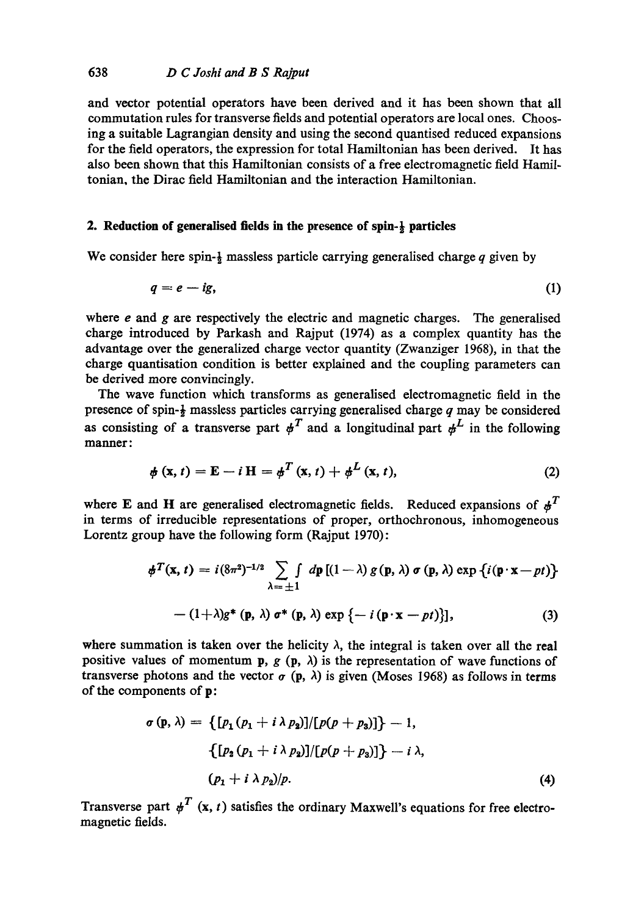and vector potential operators have been derived and it has been shown that all commutation rules for transverse fields and potential operators are local ones. Choosing a suitable Lagrangian density and using the second quantised reduced expansions for the field operators, the expression for total Hamiltonian has been derived. It has also been shown that this Hamiltonian consists of a free electromagnetic field Hamiltonian, the Dirac field Hamiltonian and the interaction Hamiltonian.

## 2. Reduction of generalised fields in the presence of spin-$\frac{1}{2}$ particles

We consider here spin-$\frac{1}{2}$ massless particle carrying generalised charge $q$ given by

$$q = e - ig, \tag{1}$$

where $e$ and $g$ are respectively the electric and magnetic charges. The generalised charge introduced by Parkash and Rajput (1974) as a complex quantity has the advantage over the generalized charge vector quantity (Zwanziger 1968), in that the charge quantisation condition is better explained and the coupling parameters can be derived more convincingly.

The wave function which transforms as generalised electromagnetic field in the presence of spin-$\frac{1}{2}$ massless particles carrying generalised charge $q$ may be considered as consisting of a transverse part $\phi^T$ and a longitudinal part $\phi^L$ in the following manner:

$$\phi(\mathbf{x}, t) = \mathbf{E} - i\,\mathbf{H} = \phi^T(\mathbf{x}, t) + \phi^L(\mathbf{x}, t), \tag{2}$$

where $\mathbf{E}$ and $\mathbf{H}$ are generalised electromagnetic fields. Reduced expansions of $\phi^T$ in terms of irreducible representations of proper, orthochronous, inhomogeneous Lorentz group have the following form (Rajput 1970):

$$\phi^T(\mathbf{x}, t) = i(8\pi^2)^{-1/2} \sum_{\lambda=\pm 1} \int d\mathbf{p}\,[(1-\lambda)\,g(\mathbf{p}, \lambda)\,\sigma(\mathbf{p}, \lambda)\exp\{i(\mathbf{p}\cdot\mathbf{x} - pt)\}$$
$$- (1+\lambda)g^*(\mathbf{p}, \lambda)\,\sigma^*(\mathbf{p}, \lambda)\exp\{-i(\mathbf{p}\cdot\mathbf{x} - pt)\}], \tag{3}$$

where summation is taken over the helicity $\lambda$, the integral is taken over all the real positive values of momentum $\mathbf{p}$, $g(\mathbf{p}, \lambda)$ is the representation of wave functions of transverse photons and the vector $\sigma(\mathbf{p}, \lambda)$ is given (Moses 1968) as follows in terms of the components of $\mathbf{p}$:

$$\begin{aligned}\sigma(\mathbf{p}, \lambda) = \; & \{[p_1(p_1 + i\lambda p_2)]/[p(p+p_3)]\} - 1, \\ & \{[p_2(p_1 + i\lambda p_2)]/[p(p+p_3)]\} - i\lambda, \\ & (p_1 + i\lambda p_2)/p.\end{aligned} \tag{4}$$

Transverse part $\phi^T(\mathbf{x}, t)$ satisfies the ordinary Maxwell's equations for free electromagnetic fields.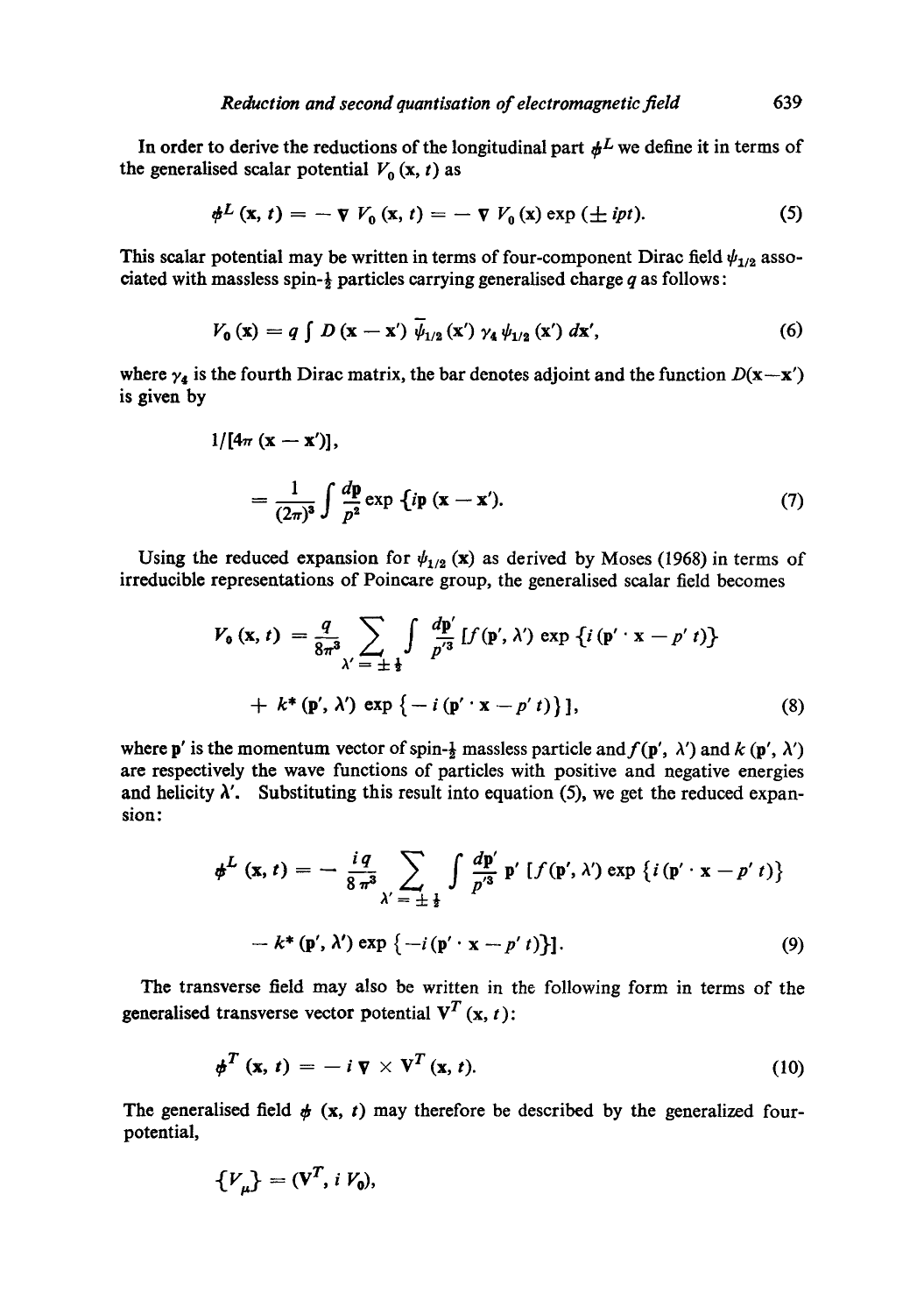In order to derive the reductions of the longitudinal part $\phi^L$ we define it in terms of the generalised scalar potential $V_0(\mathbf{x}, t)$ as

$$\phi^L(\mathbf{x}, t) = -\nabla V_0(\mathbf{x}, t) = -\nabla V_0(\mathbf{x}) \exp(\pm ipt). \tag{5}$$

This scalar potential may be written in terms of four-component Dirac field $\psi_{1/2}$ associated with massless spin-$\frac{1}{2}$ particles carrying generalised charge $q$ as follows:

$$V_0(\mathbf{x}) = q \int D(\mathbf{x} - \mathbf{x}') \, \bar{\psi}_{1/2}(\mathbf{x}') \, \gamma_4 \, \psi_{1/2}(\mathbf{x}') \, d\mathbf{x}', \tag{6}$$

where $\gamma_4$ is the fourth Dirac matrix, the bar denotes adjoint and the function $D(\mathbf{x}-\mathbf{x}')$ is given by

$$1/[4\pi(\mathbf{x} - \mathbf{x}')],$$

$$= \frac{1}{(2\pi)^3} \int \frac{d\mathbf{p}}{p^2} \exp\{i\mathbf{p}(\mathbf{x} - \mathbf{x}'). \tag{7}$$

Using the reduced expansion for $\psi_{1/2}(\mathbf{x})$ as derived by Moses (1968) in terms of irreducible representations of Poincare group, the generalised scalar field becomes

$$V_0(\mathbf{x}, t) = \frac{q}{8\pi^3} \sum_{\lambda' = \pm\frac{1}{2}} \int \frac{d\mathbf{p}'}{p'^3} [f(\mathbf{p}', \lambda') \exp\{i(\mathbf{p}' \cdot \mathbf{x} - p' t)\}$$

$$+ k^*(\mathbf{p}', \lambda') \exp\{-i(\mathbf{p}' \cdot \mathbf{x} - p' t)\}], \tag{8}$$

where $\mathbf{p}'$ is the momentum vector of spin-$\frac{1}{2}$ massless particle and $f(\mathbf{p}', \lambda')$ and $k(\mathbf{p}', \lambda')$ are respectively the wave functions of particles with positive and negative energies and helicity $\lambda'$. Substituting this result into equation (5), we get the reduced expansion:

$$\phi^L(\mathbf{x}, t) = -\frac{iq}{8\pi^3} \sum_{\lambda' = \pm\frac{1}{2}} \int \frac{d\mathbf{p}'}{p'^3} \mathbf{p}' [f(\mathbf{p}', \lambda') \exp\{i(\mathbf{p}' \cdot \mathbf{x} - p' t)\}$$

$$- k^*(\mathbf{p}', \lambda') \exp\{-i(\mathbf{p}' \cdot \mathbf{x} - p' t)\}]. \tag{9}$$

The transverse field may also be written in the following form in terms of the generalised transverse vector potential $\mathbf{V}^T(\mathbf{x}, t)$:

$$\phi^T(\mathbf{x}, t) = -i\nabla \times \mathbf{V}^T(\mathbf{x}, t). \tag{10}$$

The generalised field $\phi(\mathbf{x}, t)$ may therefore be described by the generalized four-potential,

$$\{V_\mu\} = (\mathbf{V}^T, i V_0),$$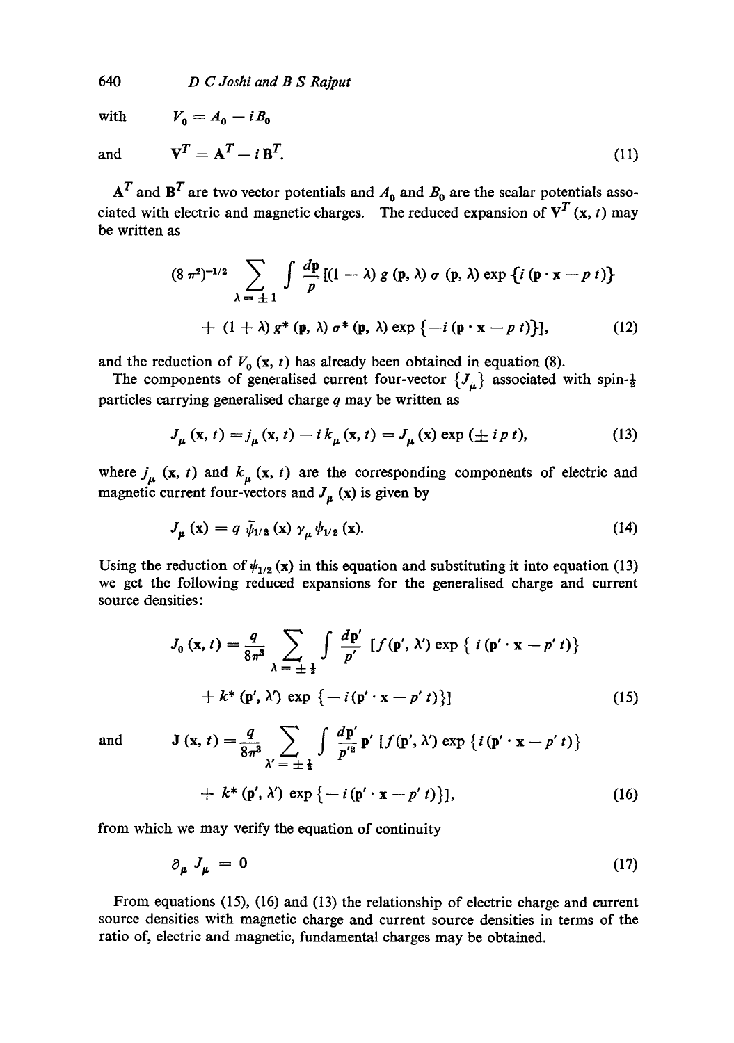with $\quad V_0 = A_0 - i B_0$

and
$$\mathbf{V}^T = \mathbf{A}^T - i \mathbf{B}^T. \tag{11}$$

$\mathbf{A}^T$ and $\mathbf{B}^T$ are two vector potentials and $A_0$ and $B_0$ are the scalar potentials associated with electric and magnetic charges. The reduced expansion of $\mathbf{V}^T(\mathbf{x}, t)$ may be written as

$$(8\pi^2)^{-1/2} \sum_{\lambda = \pm 1} \int \frac{d\mathbf{p}}{p} [(1 - \lambda)\, g(\mathbf{p}, \lambda)\, \sigma(\mathbf{p}, \lambda) \exp\{i(\mathbf{p}\cdot\mathbf{x} - p\,t)\}$$
$$+ (1 + \lambda)\, g^*(\mathbf{p}, \lambda)\, \sigma^*(\mathbf{p}, \lambda) \exp\{-i(\mathbf{p}\cdot\mathbf{x} - p\,t)\}], \tag{12}$$

and the reduction of $V_0(\mathbf{x}, t)$ has already been obtained in equation (8).

The components of generalised current four-vector $\{J_\mu\}$ associated with spin-$\frac{1}{2}$ particles carrying generalised charge $q$ may be written as

$$J_\mu(\mathbf{x}, t) = j_\mu(\mathbf{x}, t) - i\, k_\mu(\mathbf{x}, t) = J_\mu(\mathbf{x}) \exp(\pm i p t), \tag{13}$$

where $j_\mu(\mathbf{x}, t)$ and $k_\mu(\mathbf{x}, t)$ are the corresponding components of electric and magnetic current four-vectors and $J_\mu(\mathbf{x})$ is given by

$$J_\mu(\mathbf{x}) = q\, \bar{\psi}_{1/2}(\mathbf{x})\, \gamma_\mu\, \psi_{1/2}(\mathbf{x}). \tag{14}$$

Using the reduction of $\psi_{1/2}(\mathbf{x})$ in this equation and substituting it into equation (13) we get the following reduced expansions for the generalised charge and current source densities:

$$J_0(\mathbf{x}, t) = \frac{q}{8\pi^3} \sum_{\lambda = \pm \frac{1}{2}} \int \frac{d\mathbf{p}'}{p'} [f(\mathbf{p}', \lambda') \exp\{i(\mathbf{p}'\cdot\mathbf{x} - p'\,t)\}$$
$$+ k^*(\mathbf{p}', \lambda') \exp\{-i(\mathbf{p}'\cdot\mathbf{x} - p'\,t)\}] \tag{15}$$

and
$$\mathbf{J}(\mathbf{x}, t) = \frac{q}{8\pi^3} \sum_{\lambda' = \pm \frac{1}{2}} \int \frac{d\mathbf{p}'}{p'^2} \mathbf{p}' [f(\mathbf{p}', \lambda') \exp\{i(\mathbf{p}'\cdot\mathbf{x} - p'\,t)\}$$
$$+ k^*(\mathbf{p}', \lambda') \exp\{-i(\mathbf{p}'\cdot\mathbf{x} - p'\,t)\}], \tag{16}$$

from which we may verify the equation of continuity

$$\partial_\mu J_\mu = 0 \tag{17}$$

From equations (15), (16) and (13) the relationship of electric charge and current source densities with magnetic charge and current source densities in terms of the ratio of, electric and magnetic, fundamental charges may be obtained.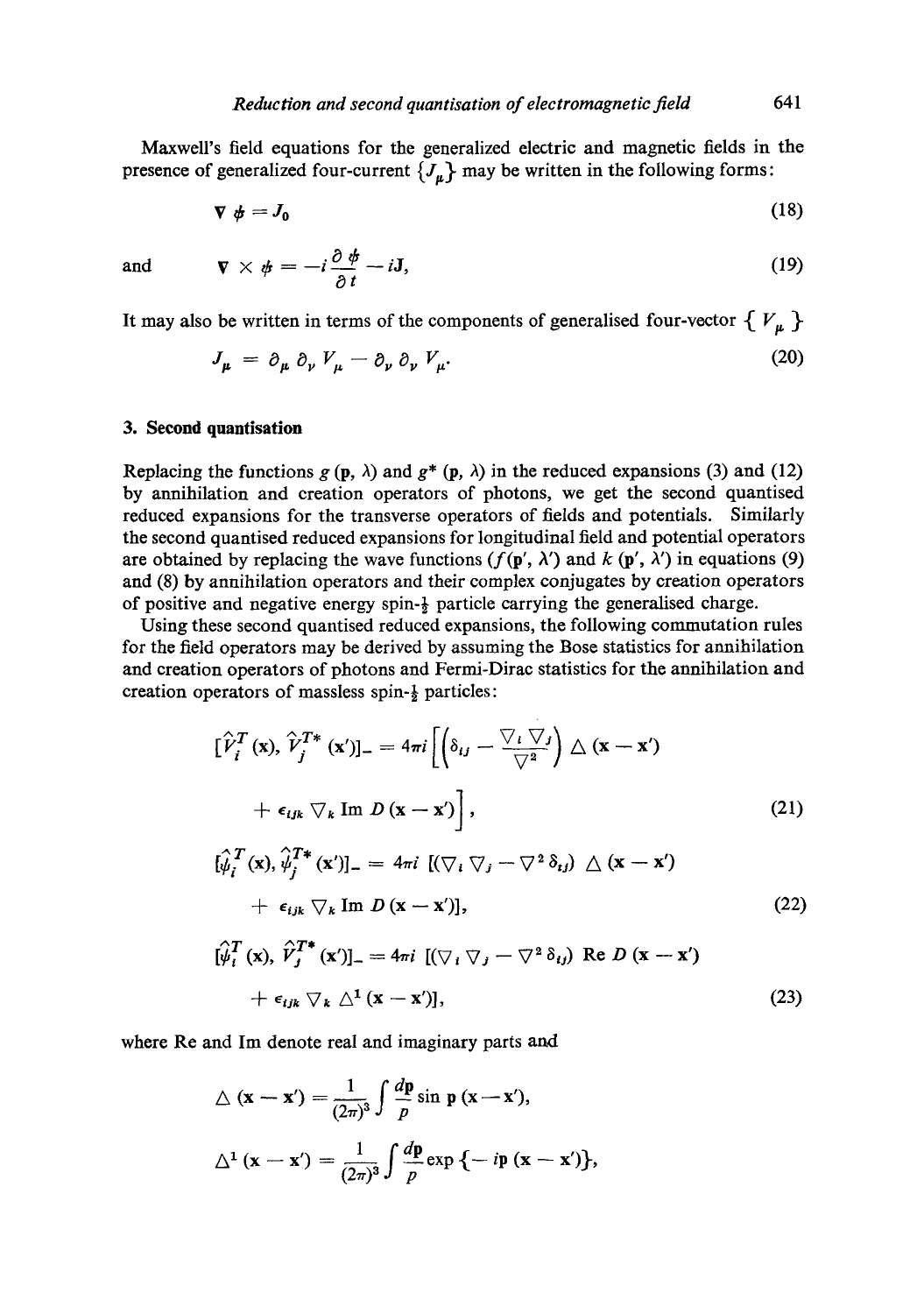Maxwell's field equations for the generalized electric and magnetic fields in the presence of generalized four-current $\{J_\mu\}$ may be written in the following forms:

$$\nabla \cdot \boldsymbol{\psi} = J_0 \tag{18}$$

and

$$\nabla \times \boldsymbol{\psi} = -i\frac{\partial \boldsymbol{\psi}}{\partial t} - i\mathbf{J}, \tag{19}$$

It may also be written in terms of the components of generalised four-vector $\{ V_\mu \}$

$$J_\mu = \partial_\mu \, \partial_\nu \, V_\mu - \partial_\nu \, \partial_\nu \, V_\mu. \tag{20}$$

## 3. Second quantisation

Replacing the functions $g(\mathbf{p}, \lambda)$ and $g^*(\mathbf{p}, \lambda)$ in the reduced expansions (3) and (12) by annihilation and creation operators of photons, we get the second quantised reduced expansions for the transverse operators of fields and potentials. Similarly the second quantised reduced expansions for longitudinal field and potential operators are obtained by replacing the wave functions ($f(\mathbf{p}', \lambda')$ and $k(\mathbf{p}', \lambda')$ in equations (9) and (8) by annihilation operators and their complex conjugates by creation operators of positive and negative energy spin-$\frac{1}{2}$ particle carrying the generalised charge.

Using these second quantised reduced expansions, the following commutation rules for the field operators may be derived by assuming the Bose statistics for annihilation and creation operators of photons and Fermi-Dirac statistics for the annihilation and creation operators of massless spin-$\frac{1}{2}$ particles:

$$[\hat{V}_i^T(\mathbf{x}), \hat{V}_j^{T*}(\mathbf{x}')]_- = 4\pi i \left[\left(\delta_{ij} - \frac{\nabla_i \nabla_j}{\nabla^2}\right) \triangle(\mathbf{x}-\mathbf{x}') + \epsilon_{ijk} \nabla_k \, \mathrm{Im}\, D(\mathbf{x}-\mathbf{x}')\right], \tag{21}$$

$$[\hat{\psi}_i^T(\mathbf{x}), \hat{\psi}_j^{T*}(\mathbf{x}')]_- = 4\pi i \, [(\nabla_i \nabla_j - \nabla^2 \delta_{ij}) \triangle(\mathbf{x}-\mathbf{x}') + \epsilon_{ijk} \nabla_k \, \mathrm{Im}\, D(\mathbf{x}-\mathbf{x}')], \tag{22}$$

$$[\hat{\psi}_i^T(\mathbf{x}), \hat{V}_j^{T*}(\mathbf{x}')]_- = 4\pi i \, [(\nabla_i \nabla_j - \nabla^2 \delta_{ij}) \, \mathrm{Re}\, D(\mathbf{x}-\mathbf{x}') + \epsilon_{ijk} \nabla_k \, \triangle^1(\mathbf{x}-\mathbf{x}')], \tag{23}$$

where Re and Im denote real and imaginary parts and

$$\triangle(\mathbf{x}-\mathbf{x}') = \frac{1}{(2\pi)^3} \int \frac{d\mathbf{p}}{p} \sin \mathbf{p}(\mathbf{x}-\mathbf{x}'),$$

$$\triangle^1(\mathbf{x}-\mathbf{x}') = \frac{1}{(2\pi)^3} \int \frac{d\mathbf{p}}{p} \exp\{-i\mathbf{p}(\mathbf{x}-\mathbf{x}')\},$$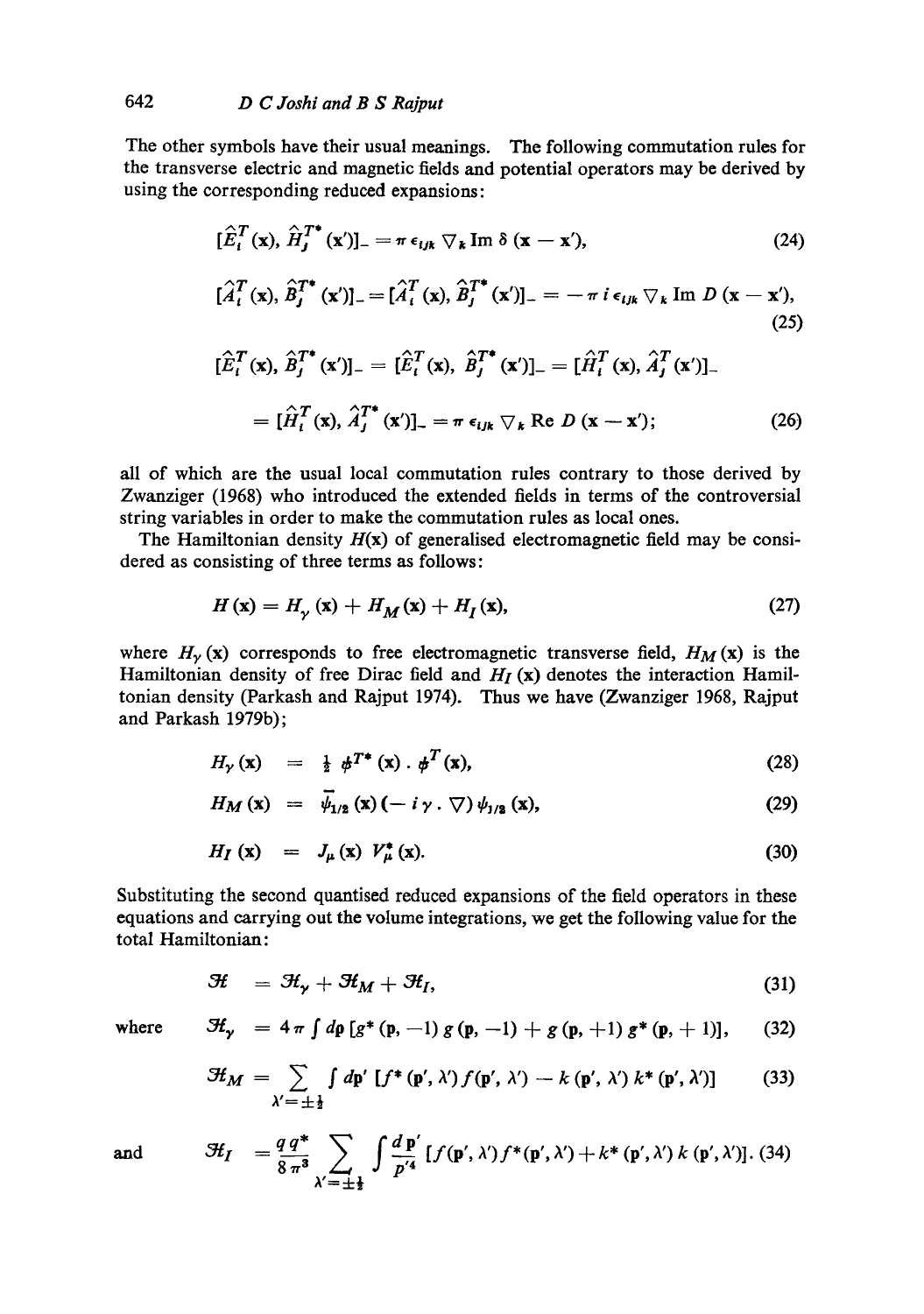The other symbols have their usual meanings. The following commutation rules for the transverse electric and magnetic fields and potential operators may be derived by using the corresponding reduced expansions:

$$[\hat{E}_i^T(\mathbf{x}), \hat{H}_j^{T*}(\mathbf{x}')]_- = \pi \epsilon_{ijk} \nabla_k \operatorname{Im} \delta(\mathbf{x} - \mathbf{x}'), \tag{24}$$

$$[\hat{A}_i^T(\mathbf{x}), \hat{B}_j^{T*}(\mathbf{x}')]_- = [\hat{A}_i^T(\mathbf{x}), \hat{B}_j^{T*}(\mathbf{x}')]_- = -\pi i \epsilon_{ijk} \nabla_k \operatorname{Im} D(\mathbf{x} - \mathbf{x}'), \tag{25}$$

$$[\hat{E}_i^T(\mathbf{x}), \hat{B}_j^{T*}(\mathbf{x}')]_- = [\hat{E}_i^T(\mathbf{x}), \hat{B}_j^{T*}(\mathbf{x}')]_- = [\hat{H}_i^T(\mathbf{x}), \hat{A}_j^T(\mathbf{x}')]_-$$
$$= [\hat{H}_i^T(\mathbf{x}), \hat{A}_j^{T*}(\mathbf{x}')]_- = \pi \epsilon_{ijk} \nabla_k \operatorname{Re} D(\mathbf{x} - \mathbf{x}'); \tag{26}$$

all of which are the usual local commutation rules contrary to those derived by Zwanziger (1968) who introduced the extended fields in terms of the controversial string variables in order to make the commutation rules as local ones.

The Hamiltonian density $H(\mathbf{x})$ of generalised electromagnetic field may be considered as consisting of three terms as follows:

$$H(\mathbf{x}) = H_\gamma(\mathbf{x}) + H_M(\mathbf{x}) + H_I(\mathbf{x}), \tag{27}$$

where $H_\gamma(\mathbf{x})$ corresponds to free electromagnetic transverse field, $H_M(\mathbf{x})$ is the Hamiltonian density of free Dirac field and $H_I(\mathbf{x})$ denotes the interaction Hamiltonian density (Parkash and Rajput 1974). Thus we have (Zwanziger 1968, Rajput and Parkash 1979b);

$$H_\gamma(\mathbf{x}) = \tfrac{1}{2} \psi^{T*}(\mathbf{x}) \cdot \psi^T(\mathbf{x}), \tag{28}$$

$$H_M(\mathbf{x}) = \bar{\psi}_{1/2}(\mathbf{x})(-i\gamma \cdot \nabla)\psi_{1/2}(\mathbf{x}), \tag{29}$$

$$H_I(\mathbf{x}) = J_\mu(\mathbf{x}) V_\mu^*(\mathbf{x}). \tag{30}$$

Substituting the second quantised reduced expansions of the field operators in these equations and carrying out the volume integrations, we get the following value for the total Hamiltonian:

$$\mathcal{H} = \mathcal{H}_\gamma + \mathcal{H}_M + \mathcal{H}_I, \tag{31}$$

where
$$\mathcal{H}_\gamma = 4\pi \int d\mathbf{p} \, [g^*(\mathbf{p}, -1)\, g(\mathbf{p}, -1) + g(\mathbf{p}, +1)\, g^*(\mathbf{p}, +1)], \tag{32}$$

$$\mathcal{H}_M = \sum_{\lambda' = \pm\frac{1}{2}} \int d\mathbf{p}' \, [f^*(\mathbf{p}', \lambda') f(\mathbf{p}', \lambda') - k(\mathbf{p}', \lambda') k^*(\mathbf{p}', \lambda')] \tag{33}$$

and
$$\mathcal{H}_I = \frac{q q^*}{8\pi^3} \sum_{\lambda' = \pm\frac{1}{2}} \int \frac{d\mathbf{p}'}{p'^4} [f(\mathbf{p}', \lambda') f^*(\mathbf{p}', \lambda') + k^*(\mathbf{p}', \lambda') k(\mathbf{p}', \lambda')]. \tag{34}$$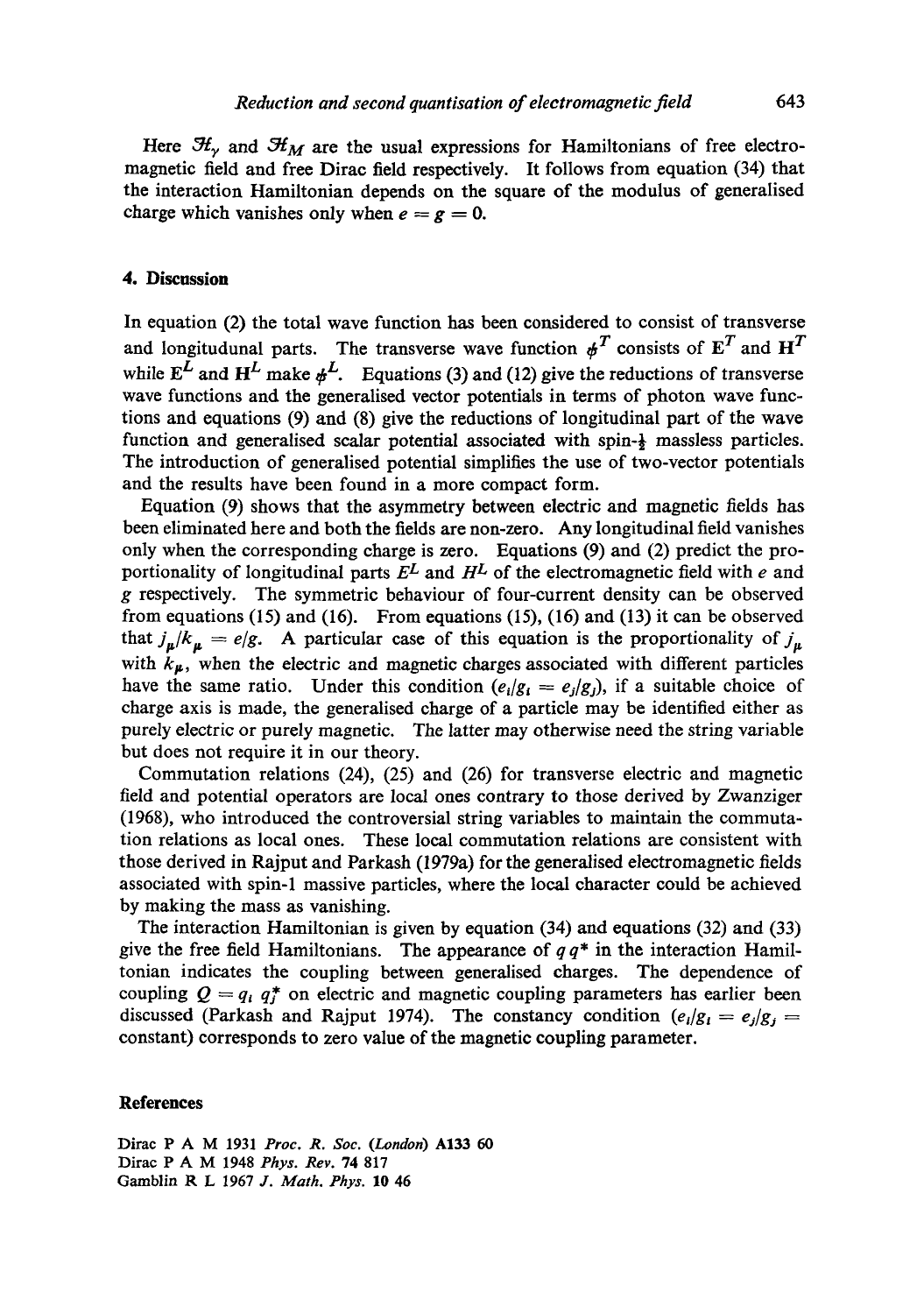Here $\mathcal{H}_\gamma$ and $\mathcal{H}_M$ are the usual expressions for Hamiltonians of free electromagnetic field and free Dirac field respectively. It follows from equation (34) that the interaction Hamiltonian depends on the square of the modulus of generalised charge which vanishes only when $e = g = 0$.

## 4. Discussion

In equation (2) the total wave function has been considered to consist of transverse and longitudunal parts. The transverse wave function $\phi^T$ consists of $\mathbf{E}^T$ and $\mathbf{H}^T$ while $\mathbf{E}^L$ and $\mathbf{H}^L$ make $\phi^L$. Equations (3) and (12) give the reductions of transverse wave functions and the generalised vector potentials in terms of photon wave functions and equations (9) and (8) give the reductions of longitudinal part of the wave function and generalised scalar potential associated with spin-$\frac{1}{2}$ massless particles. The introduction of generalised potential simplifies the use of two-vector potentials and the results have been found in a more compact form.

Equation (9) shows that the asymmetry between electric and magnetic fields has been eliminated here and both the fields are non-zero. Any longitudinal field vanishes only when the corresponding charge is zero. Equations (9) and (2) predict the proportionality of longitudinal parts $E^L$ and $H^L$ of the electromagnetic field with $e$ and $g$ respectively. The symmetric behaviour of four-current density can be observed from equations (15) and (16). From equations (15), (16) and (13) it can be observed that $j_\mu/k_\mu = e/g$. A particular case of this equation is the proportionality of $j_\mu$ with $k_\mu$, when the electric and magnetic charges associated with different particles have the same ratio. Under this condition ($e_i/g_i = e_j/g_j$), if a suitable choice of charge axis is made, the generalised charge of a particle may be identified either as purely electric or purely magnetic. The latter may otherwise need the string variable but does not require it in our theory.

Commutation relations (24), (25) and (26) for transverse electric and magnetic field and potential operators are local ones contrary to those derived by Zwanziger (1968), who introduced the controversial string variables to maintain the commutation relations as local ones. These local commutation relations are consistent with those derived in Rajput and Parkash (1979a) for the generalised electromagnetic fields associated with spin-1 massive particles, where the local character could be achieved by making the mass as vanishing.

The interaction Hamiltonian is given by equation (34) and equations (32) and (33) give the free field Hamiltonians. The appearance of $q\,q^*$ in the interaction Hamiltonian indicates the coupling between generalised charges. The dependence of coupling $Q = q_i\, q_j^*$ on electric and magnetic coupling parameters has earlier been discussed (Parkash and Rajput 1974). The constancy condition ($e_i/g_i = e_j/g_j =$ constant) corresponds to zero value of the magnetic coupling parameter.

## References

Dirac P A M 1931 *Proc. R. Soc. (London)* **A133** 60
Dirac P A M 1948 *Phys. Rev.* **74** 817
Gamblin R L 1967 *J. Math. Phys.* **10** 46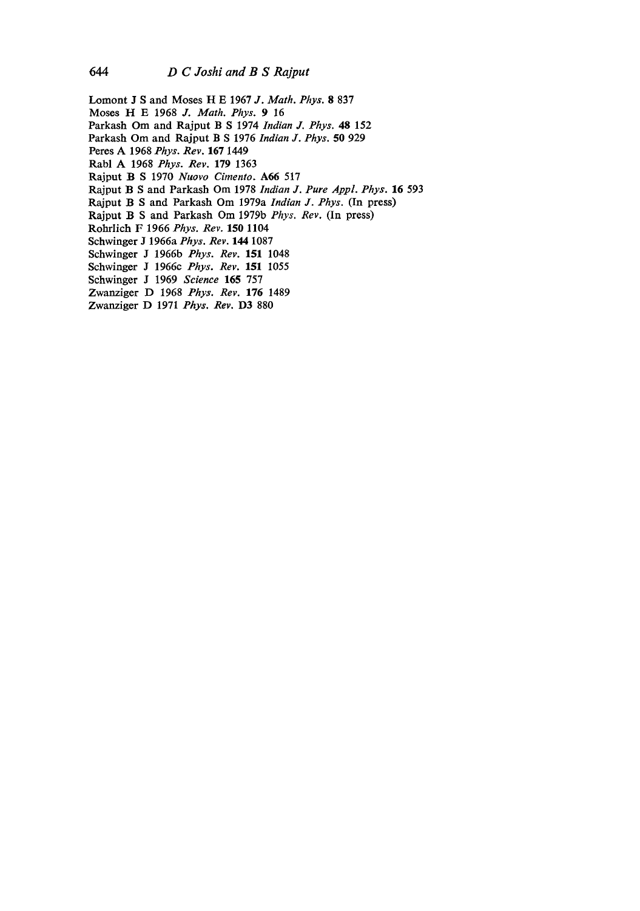Lomont J S and Moses H E 1967 *J. Math. Phys.* **8** 837
Moses H E 1968 *J. Math. Phys.* **9** 16
Parkash Om and Rajput B S 1974 *Indian J. Phys.* **48** 152
Parkash Om and Rajput B S 1976 *Indian J. Phys.* **50** 929
Peres A 1968 *Phys. Rev.* **167** 1449
Rabl A 1968 *Phys. Rev.* **179** 1363
Rajput B S 1970 *Nuovo Cimento.* **A66** 517
Rajput B S and Parkash Om 1978 *Indian J. Pure Appl. Phys.* **16** 593
Rajput B S and Parkash Om 1979a *Indian J. Phys.* (In press)
Rajput B S and Parkash Om 1979b *Phys. Rev.* (In press)
Rohrlich F 1966 *Phys. Rev.* **150** 1104
Schwinger J 1966a *Phys. Rev.* **144** 1087
Schwinger J 1966b *Phys. Rev.* **151** 1048
Schwinger J 1966c *Phys. Rev.* **151** 1055
Schwinger J 1969 *Science* **165** 757
Zwanziger D 1968 *Phys. Rev.* **176** 1489
Zwanziger D 1971 *Phys. Rev.* **D3** 880